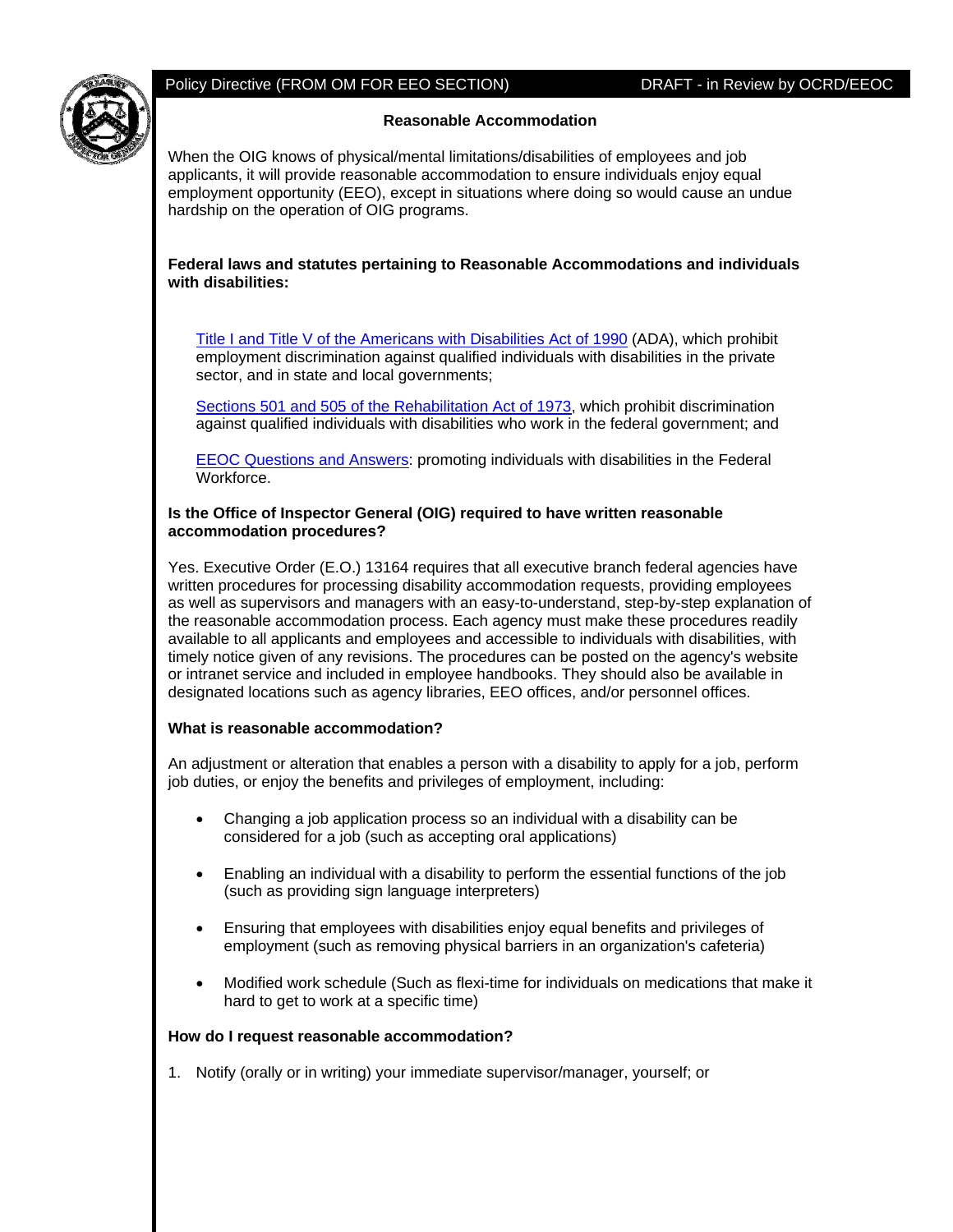Policy Directive (FROM OM FOR EEO SECTION) DRAFT - in Review by OCRD/EEOC

## Reasonable Accommodation

When the OIG knows of physical/mental limitations/disabilities of employees and job applicants, it will provide reasonable accommodation to ensure individuals enjoy equal employment opportunity (EEO), except in situations where doing so would cause an undue hardship on the operation of OIG programs.

**Federal laws and statutes pertaining to Reasonable Accommodations and individuals with disabilities:**

Title I and Title V of the Americans with Disabilities Act of 1990 (ADA), which prohibit employment discrimination against qualified individuals with disabilities in the private sector, and in state and local governments;

Sections 501 and 505 of the Rehabilitation Act of 1973, which prohibit discrimination against qualified individuals with disabilities who work in the federal government; and

EEOC Questions and Answers: promoting individuals with disabilities in the Federal Workforce.

**Is the Office of Inspector General (OIG) required to have written reasonable accommodation procedures?**

Yes. Executive Order (E.O.) 13164 requires that all executive branch federal agencies have written procedures for processing disability accommodation requests, providing employees as well as supervisors and managers with an easy-to-understand, step-by-step explanation of the reasonable accommodation process. Each agency must make these procedures readily available to all applicants and employees and accessible to individuals with disabilities, with timely notice given of any revisions. The procedures can be posted on the agency's website or intranet service and included in employee handbooks. They should also be available in designated locations such as agency libraries, EEO offices, and/or personnel offices.

**What is reasonable accommodation?**

An adjustment or alteration that enables a person with a disability to apply for a job, perform job duties, or enjoy the benefits and privileges of employment, including:

- Changing a job application process so an individual with a disability can be considered for a job (such as accepting oral applications)
- Enabling an individual with a disability to perform the essential functions of the job (such as providing sign language interpreters)
- Ensuring that employees with disabilities enjoy equal benefits and privileges of employment (such as removing physical barriers in an organization's cafeteria)
- Modified work schedule (Such as flexi-time for individuals on medications that make it hard to get to work at a specific time)

**How do I request reasonable accommodation?**

1. Notify (orally or in writing) your immediate supervisor/manager, yourself; or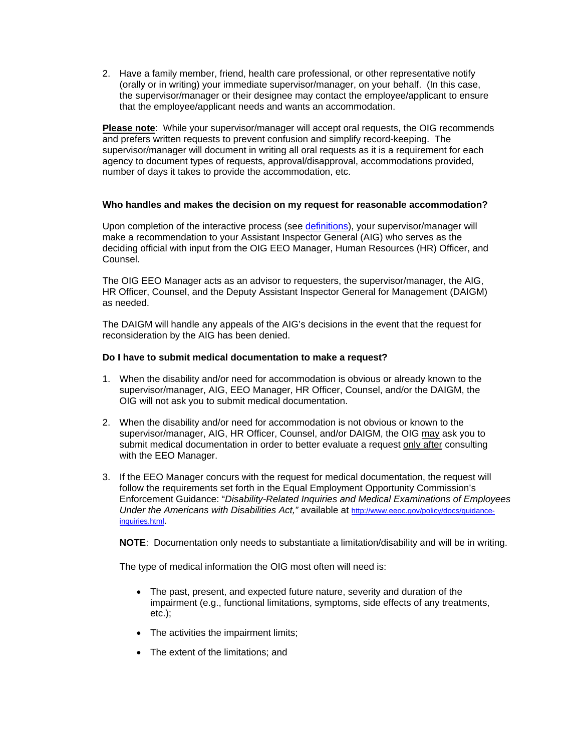2. Have a family member, friend, health care professional, or other representative notify (orally or in writing) your immediate supervisor/manager, on your behalf. (In this case, the supervisor/manager or their designee may contact the employee/applicant to ensure that the employee/applicant needs and wants an accommodation.

**Please note**: While your supervisor/manager will accept oral requests, the OIG recommends and prefers written requests to prevent confusion and simplify record-keeping. The supervisor/manager will document in writing all oral requests as it is a requirement for each agency to document types of requests, approval/disapproval, accommodations provided, number of days it takes to provide the accommodation, etc.

**Who handles and makes the decision on my request for reasonable accommodation?**

Upon completion of the interactive process (see [definitions](definitions)), your supervisor/manager will make a recommendation to your Assistant Inspector General (AIG) who serves as the deciding official with input from the OIG EEO Manager, Human Resources (HR) Officer, and Counsel.

The OIG EEO Manager acts as an advisor to requesters, the supervisor/manager, the AIG, HR Officer, Counsel, and the Deputy Assistant Inspector General for Management (DAIGM) as needed.

The DAIGM will handle any appeals of the AIG's decisions in the event that the request for reconsideration by the AIG has been denied.

**Do I have to submit medical documentation to make a request?**

1. When the disability and/or need for accommodation is obvious or already known to the supervisor/manager, AIG, EEO Manager, HR Officer, Counsel, and/or the DAIGM, the OIG will not ask you to submit medical documentation.

2. When the disability and/or need for accommodation is not obvious or known to the supervisor/manager, AIG, HR Officer, Counsel, and/or DAIGM, the OIG may ask you to submit medical documentation in order to better evaluate a request only after consulting with the EEO Manager.

3. If the EEO Manager concurs with the request for medical documentation, the request will follow the requirements set forth in the Equal Employment Opportunity Commission's Enforcement Guidance: "*Disability-Related Inquiries and Medical Examinations of Employees Under the Americans with Disabilities Act,"* available at http://www.eeoc.gov/policy/docs/guidance-inquiries.html.

   **NOTE**: Documentation only needs to substantiate a limitation/disability and will be in writing.

   The type of medical information the OIG most often will need is:

   - The past, present, and expected future nature, severity and duration of the impairment (e.g., functional limitations, symptoms, side effects of any treatments, etc.);

   - The activities the impairment limits;

   - The extent of the limitations; and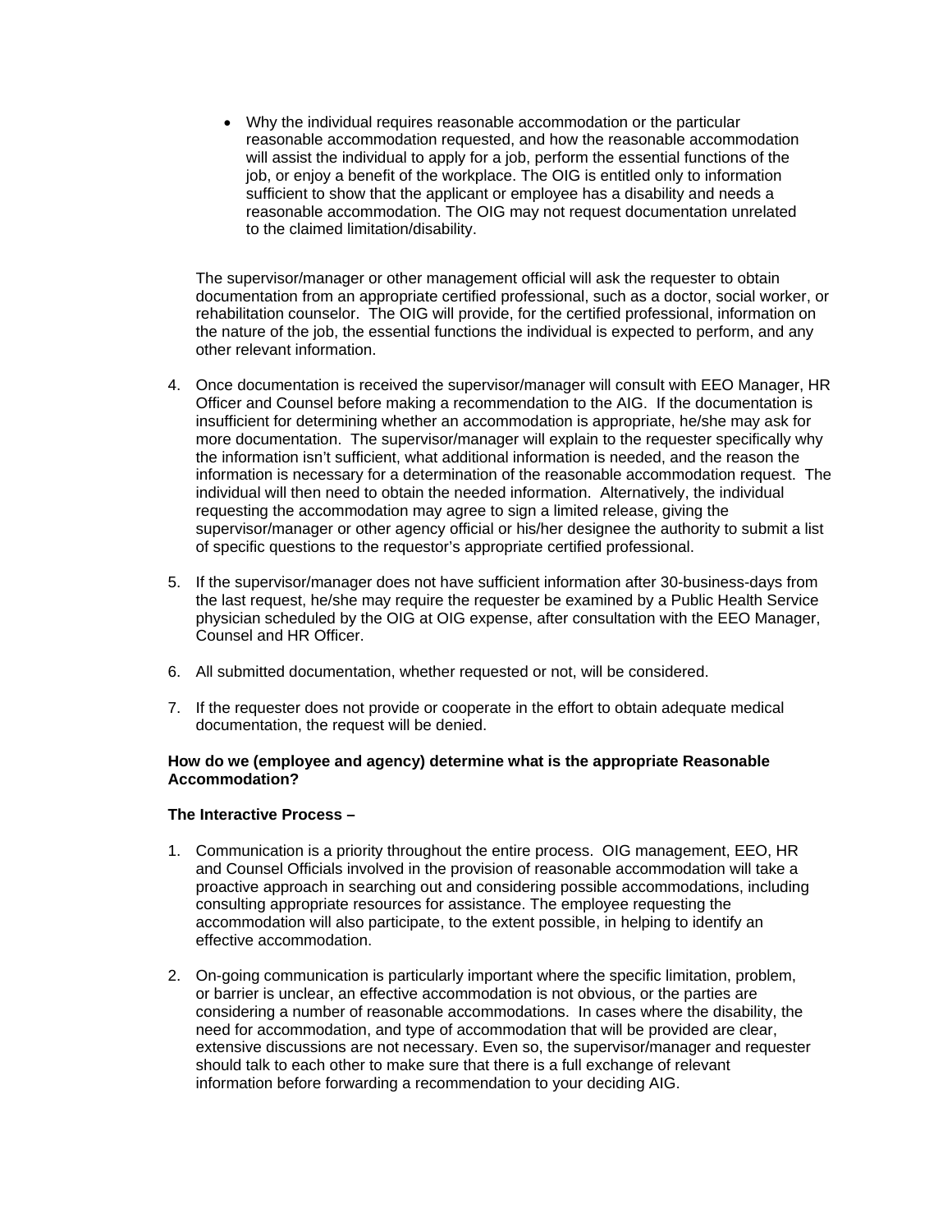- Why the individual requires reasonable accommodation or the particular reasonable accommodation requested, and how the reasonable accommodation will assist the individual to apply for a job, perform the essential functions of the job, or enjoy a benefit of the workplace. The OIG is entitled only to information sufficient to show that the applicant or employee has a disability and needs a reasonable accommodation. The OIG may not request documentation unrelated to the claimed limitation/disability.

The supervisor/manager or other management official will ask the requester to obtain documentation from an appropriate certified professional, such as a doctor, social worker, or rehabilitation counselor. The OIG will provide, for the certified professional, information on the nature of the job, the essential functions the individual is expected to perform, and any other relevant information.

4. Once documentation is received the supervisor/manager will consult with EEO Manager, HR Officer and Counsel before making a recommendation to the AIG. If the documentation is insufficient for determining whether an accommodation is appropriate, he/she may ask for more documentation. The supervisor/manager will explain to the requester specifically why the information isn't sufficient, what additional information is needed, and the reason the information is necessary for a determination of the reasonable accommodation request. The individual will then need to obtain the needed information. Alternatively, the individual requesting the accommodation may agree to sign a limited release, giving the supervisor/manager or other agency official or his/her designee the authority to submit a list of specific questions to the requestor's appropriate certified professional.

5. If the supervisor/manager does not have sufficient information after 30-business-days from the last request, he/she may require the requester be examined by a Public Health Service physician scheduled by the OIG at OIG expense, after consultation with the EEO Manager, Counsel and HR Officer.

6. All submitted documentation, whether requested or not, will be considered.

7. If the requester does not provide or cooperate in the effort to obtain adequate medical documentation, the request will be denied.

**How do we (employee and agency) determine what is the appropriate Reasonable Accommodation?**

**The Interactive Process –**

1. Communication is a priority throughout the entire process. OIG management, EEO, HR and Counsel Officials involved in the provision of reasonable accommodation will take a proactive approach in searching out and considering possible accommodations, including consulting appropriate resources for assistance. The employee requesting the accommodation will also participate, to the extent possible, in helping to identify an effective accommodation.

2. On-going communication is particularly important where the specific limitation, problem, or barrier is unclear, an effective accommodation is not obvious, or the parties are considering a number of reasonable accommodations. In cases where the disability, the need for accommodation, and type of accommodation that will be provided are clear, extensive discussions are not necessary. Even so, the supervisor/manager and requester should talk to each other to make sure that there is a full exchange of relevant information before forwarding a recommendation to your deciding AIG.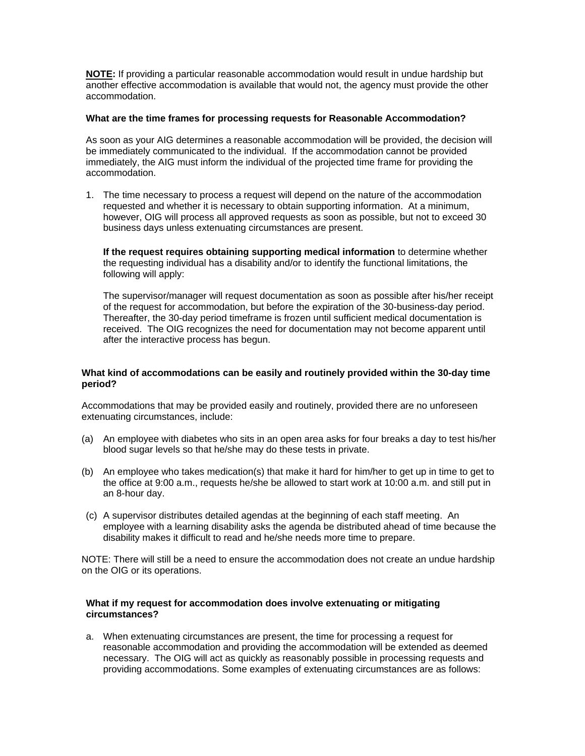**NOTE:** If providing a particular reasonable accommodation would result in undue hardship but another effective accommodation is available that would not, the agency must provide the other accommodation.

**What are the time frames for processing requests for Reasonable Accommodation?**

As soon as your AIG determines a reasonable accommodation will be provided, the decision will be immediately communicated to the individual. If the accommodation cannot be provided immediately, the AIG must inform the individual of the projected time frame for providing the accommodation.

1. The time necessary to process a request will depend on the nature of the accommodation requested and whether it is necessary to obtain supporting information. At a minimum, however, OIG will process all approved requests as soon as possible, but not to exceed 30 business days unless extenuating circumstances are present.

   **If the request requires obtaining supporting medical information** to determine whether the requesting individual has a disability and/or to identify the functional limitations, the following will apply:

   The supervisor/manager will request documentation as soon as possible after his/her receipt of the request for accommodation, but before the expiration of the 30-business-day period. Thereafter, the 30-day period timeframe is frozen until sufficient medical documentation is received. The OIG recognizes the need for documentation may not become apparent until after the interactive process has begun.

**What kind of accommodations can be easily and routinely provided within the 30-day time period?**

Accommodations that may be provided easily and routinely, provided there are no unforeseen extenuating circumstances, include:

(a) An employee with diabetes who sits in an open area asks for four breaks a day to test his/her blood sugar levels so that he/she may do these tests in private.

(b) An employee who takes medication(s) that make it hard for him/her to get up in time to get to the office at 9:00 a.m., requests he/she be allowed to start work at 10:00 a.m. and still put in an 8-hour day.

(c) A supervisor distributes detailed agendas at the beginning of each staff meeting. An employee with a learning disability asks the agenda be distributed ahead of time because the disability makes it difficult to read and he/she needs more time to prepare.

NOTE: There will still be a need to ensure the accommodation does not create an undue hardship on the OIG or its operations.

**What if my request for accommodation does involve extenuating or mitigating circumstances?**

a. When extenuating circumstances are present, the time for processing a request for reasonable accommodation and providing the accommodation will be extended as deemed necessary. The OIG will act as quickly as reasonably possible in processing requests and providing accommodations. Some examples of extenuating circumstances are as follows: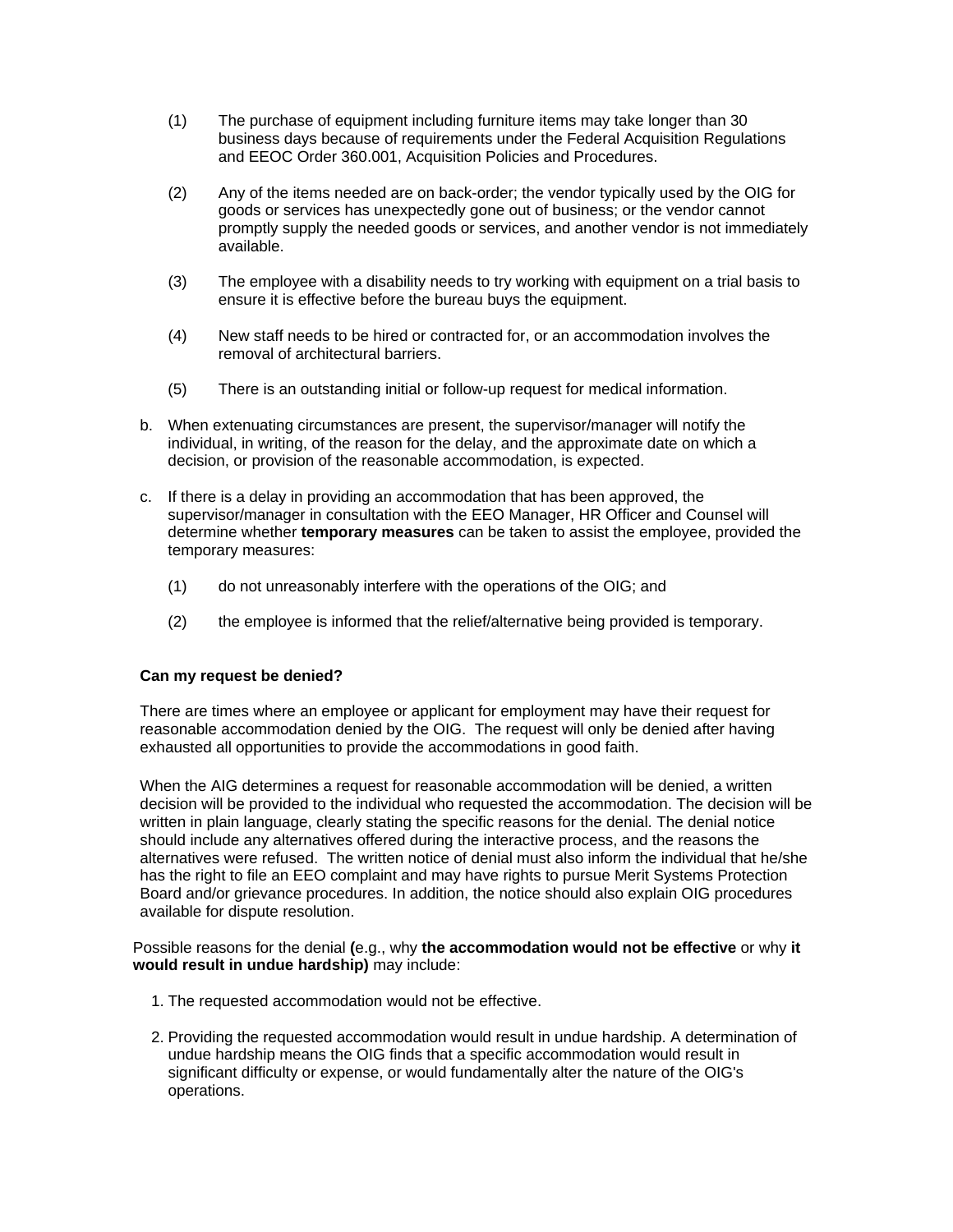(1) The purchase of equipment including furniture items may take longer than 30 business days because of requirements under the Federal Acquisition Regulations and EEOC Order 360.001, Acquisition Policies and Procedures.

(2) Any of the items needed are on back-order; the vendor typically used by the OIG for goods or services has unexpectedly gone out of business; or the vendor cannot promptly supply the needed goods or services, and another vendor is not immediately available.

(3) The employee with a disability needs to try working with equipment on a trial basis to ensure it is effective before the bureau buys the equipment.

(4) New staff needs to be hired or contracted for, or an accommodation involves the removal of architectural barriers.

(5) There is an outstanding initial or follow-up request for medical information.

b. When extenuating circumstances are present, the supervisor/manager will notify the individual, in writing, of the reason for the delay, and the approximate date on which a decision, or provision of the reasonable accommodation, is expected.

c. If there is a delay in providing an accommodation that has been approved, the supervisor/manager in consultation with the EEO Manager, HR Officer and Counsel will determine whether **temporary measures** can be taken to assist the employee, provided the temporary measures:

(1) do not unreasonably interfere with the operations of the OIG; and

(2) the employee is informed that the relief/alternative being provided is temporary.

**Can my request be denied?**

There are times where an employee or applicant for employment may have their request for reasonable accommodation denied by the OIG. The request will only be denied after having exhausted all opportunities to provide the accommodations in good faith.

When the AIG determines a request for reasonable accommodation will be denied, a written decision will be provided to the individual who requested the accommodation. The decision will be written in plain language, clearly stating the specific reasons for the denial. The denial notice should include any alternatives offered during the interactive process, and the reasons the alternatives were refused. The written notice of denial must also inform the individual that he/she has the right to file an EEO complaint and may have rights to pursue Merit Systems Protection Board and/or grievance procedures. In addition, the notice should also explain OIG procedures available for dispute resolution.

Possible reasons for the denial **(**e.g., why **the accommodation would not be effective** or why **it would result in undue hardship)** may include:

1. The requested accommodation would not be effective.

2. Providing the requested accommodation would result in undue hardship. A determination of undue hardship means the OIG finds that a specific accommodation would result in significant difficulty or expense, or would fundamentally alter the nature of the OIG's operations.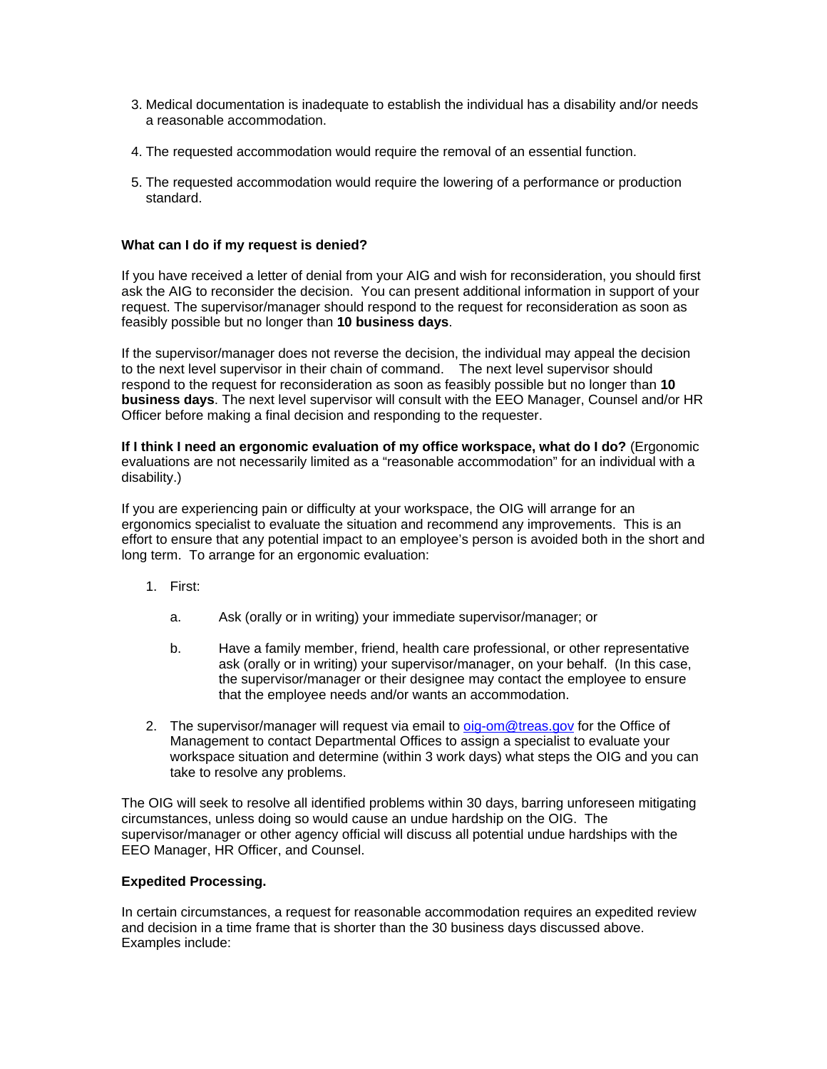3. Medical documentation is inadequate to establish the individual has a disability and/or needs a reasonable accommodation.

4. The requested accommodation would require the removal of an essential function.

5. The requested accommodation would require the lowering of a performance or production standard.

**What can I do if my request is denied?**

If you have received a letter of denial from your AIG and wish for reconsideration, you should first ask the AIG to reconsider the decision. You can present additional information in support of your request. The supervisor/manager should respond to the request for reconsideration as soon as feasibly possible but no longer than **10 business days**.

If the supervisor/manager does not reverse the decision, the individual may appeal the decision to the next level supervisor in their chain of command. The next level supervisor should respond to the request for reconsideration as soon as feasibly possible but no longer than **10 business days**. The next level supervisor will consult with the EEO Manager, Counsel and/or HR Officer before making a final decision and responding to the requester.

**If I think I need an ergonomic evaluation of my office workspace, what do I do?** (Ergonomic evaluations are not necessarily limited as a "reasonable accommodation" for an individual with a disability.)

If you are experiencing pain or difficulty at your workspace, the OIG will arrange for an ergonomics specialist to evaluate the situation and recommend any improvements. This is an effort to ensure that any potential impact to an employee's person is avoided both in the short and long term. To arrange for an ergonomic evaluation:

1. First:

   a. Ask (orally or in writing) your immediate supervisor/manager; or

   b. Have a family member, friend, health care professional, or other representative ask (orally or in writing) your supervisor/manager, on your behalf. (In this case, the supervisor/manager or their designee may contact the employee to ensure that the employee needs and/or wants an accommodation.

2. The supervisor/manager will request via email to oig-om@treas.gov for the Office of Management to contact Departmental Offices to assign a specialist to evaluate your workspace situation and determine (within 3 work days) what steps the OIG and you can take to resolve any problems.

The OIG will seek to resolve all identified problems within 30 days, barring unforeseen mitigating circumstances, unless doing so would cause an undue hardship on the OIG. The supervisor/manager or other agency official will discuss all potential undue hardships with the EEO Manager, HR Officer, and Counsel.

**Expedited Processing.**

In certain circumstances, a request for reasonable accommodation requires an expedited review and decision in a time frame that is shorter than the 30 business days discussed above. Examples include: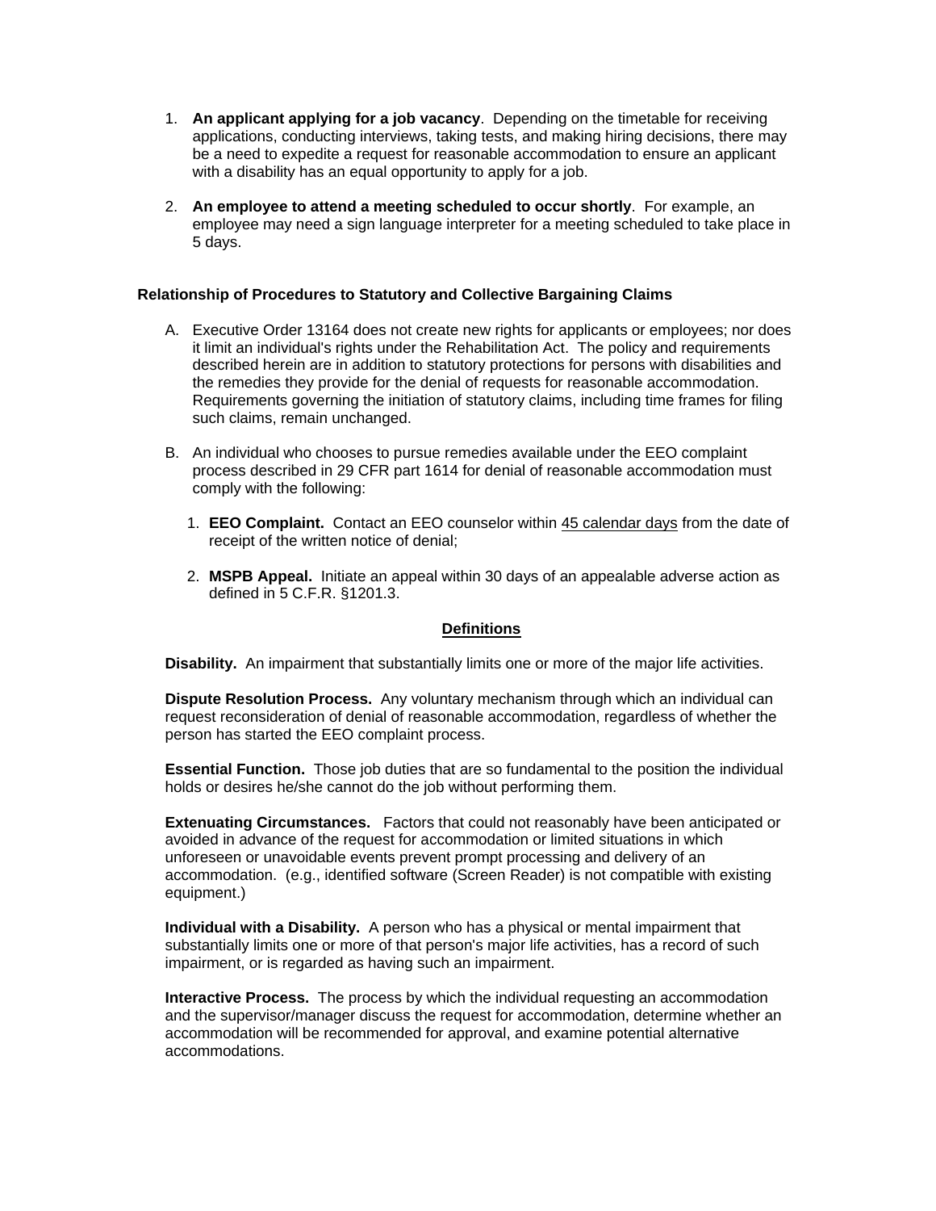1. **An applicant applying for a job vacancy**. Depending on the timetable for receiving applications, conducting interviews, taking tests, and making hiring decisions, there may be a need to expedite a request for reasonable accommodation to ensure an applicant with a disability has an equal opportunity to apply for a job.

2. **An employee to attend a meeting scheduled to occur shortly**. For example, an employee may need a sign language interpreter for a meeting scheduled to take place in 5 days.

**Relationship of Procedures to Statutory and Collective Bargaining Claims**

A. Executive Order 13164 does not create new rights for applicants or employees; nor does it limit an individual's rights under the Rehabilitation Act. The policy and requirements described herein are in addition to statutory protections for persons with disabilities and the remedies they provide for the denial of requests for reasonable accommodation. Requirements governing the initiation of statutory claims, including time frames for filing such claims, remain unchanged.

B. An individual who chooses to pursue remedies available under the EEO complaint process described in 29 CFR part 1614 for denial of reasonable accommodation must comply with the following:

   1. **EEO Complaint.** Contact an EEO counselor within <u>45 calendar days</u> from the date of receipt of the written notice of denial;

   2. **MSPB Appeal.** Initiate an appeal within 30 days of an appealable adverse action as defined in 5 C.F.R. §1201.3.

## <u>Definitions</u>

**Disability.** An impairment that substantially limits one or more of the major life activities.

**Dispute Resolution Process.** Any voluntary mechanism through which an individual can request reconsideration of denial of reasonable accommodation, regardless of whether the person has started the EEO complaint process.

**Essential Function.** Those job duties that are so fundamental to the position the individual holds or desires he/she cannot do the job without performing them.

**Extenuating Circumstances.** Factors that could not reasonably have been anticipated or avoided in advance of the request for accommodation or limited situations in which unforeseen or unavoidable events prevent prompt processing and delivery of an accommodation. (e.g., identified software (Screen Reader) is not compatible with existing equipment.)

**Individual with a Disability.** A person who has a physical or mental impairment that substantially limits one or more of that person's major life activities, has a record of such impairment, or is regarded as having such an impairment.

**Interactive Process.** The process by which the individual requesting an accommodation and the supervisor/manager discuss the request for accommodation, determine whether an accommodation will be recommended for approval, and examine potential alternative accommodations.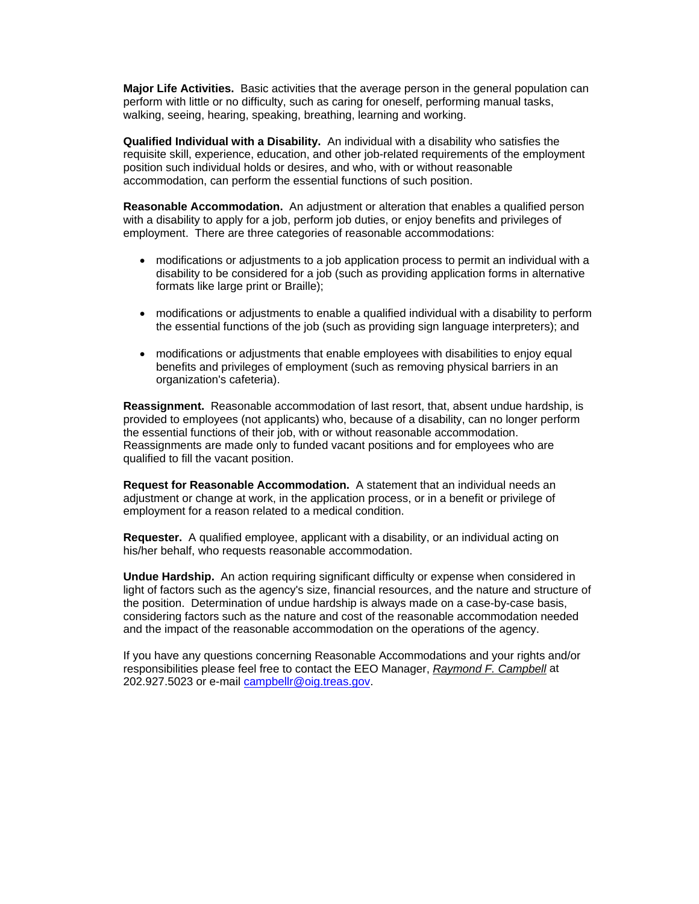**Major Life Activities.** Basic activities that the average person in the general population can perform with little or no difficulty, such as caring for oneself, performing manual tasks, walking, seeing, hearing, speaking, breathing, learning and working.

**Qualified Individual with a Disability.** An individual with a disability who satisfies the requisite skill, experience, education, and other job-related requirements of the employment position such individual holds or desires, and who, with or without reasonable accommodation, can perform the essential functions of such position.

**Reasonable Accommodation.** An adjustment or alteration that enables a qualified person with a disability to apply for a job, perform job duties, or enjoy benefits and privileges of employment. There are three categories of reasonable accommodations:

- modifications or adjustments to a job application process to permit an individual with a disability to be considered for a job (such as providing application forms in alternative formats like large print or Braille);
- modifications or adjustments to enable a qualified individual with a disability to perform the essential functions of the job (such as providing sign language interpreters); and
- modifications or adjustments that enable employees with disabilities to enjoy equal benefits and privileges of employment (such as removing physical barriers in an organization's cafeteria).

**Reassignment.** Reasonable accommodation of last resort, that, absent undue hardship, is provided to employees (not applicants) who, because of a disability, can no longer perform the essential functions of their job, with or without reasonable accommodation. Reassignments are made only to funded vacant positions and for employees who are qualified to fill the vacant position.

**Request for Reasonable Accommodation.** A statement that an individual needs an adjustment or change at work, in the application process, or in a benefit or privilege of employment for a reason related to a medical condition.

**Requester.** A qualified employee, applicant with a disability, or an individual acting on his/her behalf, who requests reasonable accommodation.

**Undue Hardship.** An action requiring significant difficulty or expense when considered in light of factors such as the agency's size, financial resources, and the nature and structure of the position. Determination of undue hardship is always made on a case-by-case basis, considering factors such as the nature and cost of the reasonable accommodation needed and the impact of the reasonable accommodation on the operations of the agency.

If you have any questions concerning Reasonable Accommodations and your rights and/or responsibilities please feel free to contact the EEO Manager, *Raymond F. Campbell* at 202.927.5023 or e-mail campbellr@oig.treas.gov.